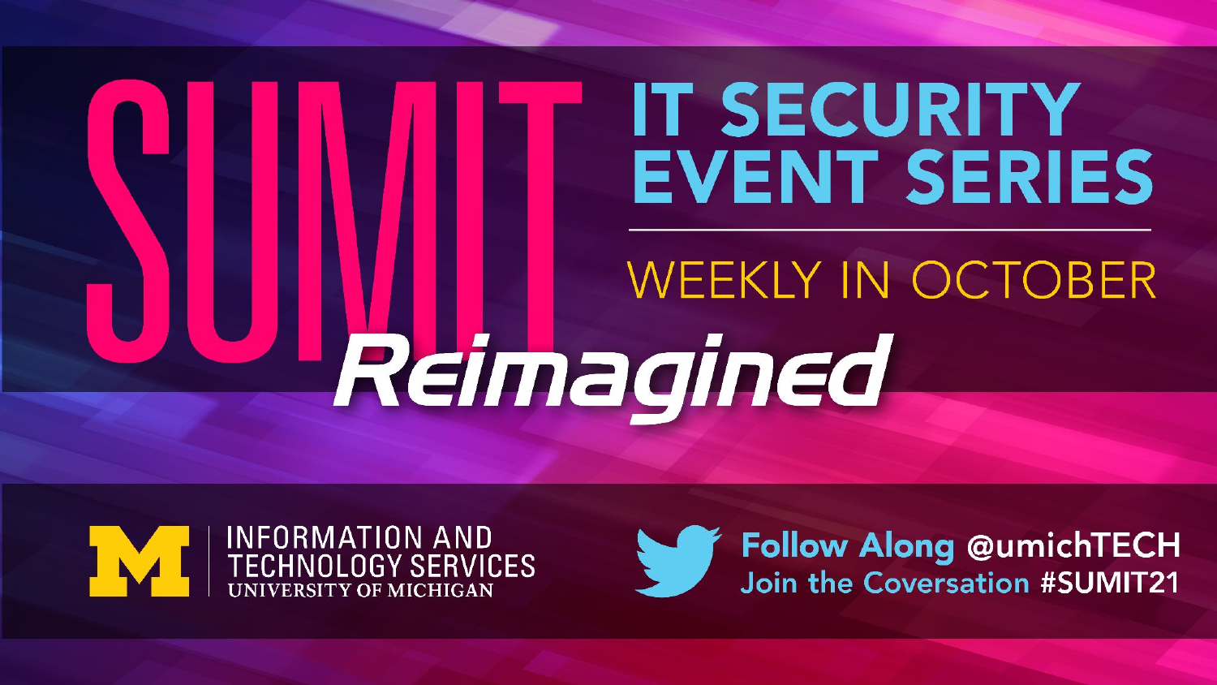# SUMIT Reimagined

## IT SECURITY EVENT SERIES

WEEKLY IN OCTOBER

INFORMATION AND TECHNOLOGY SERVICES
UNIVERSITY OF MICHIGAN

**Follow Along @umichTECH**
Join the Coversation **#SUMIT21**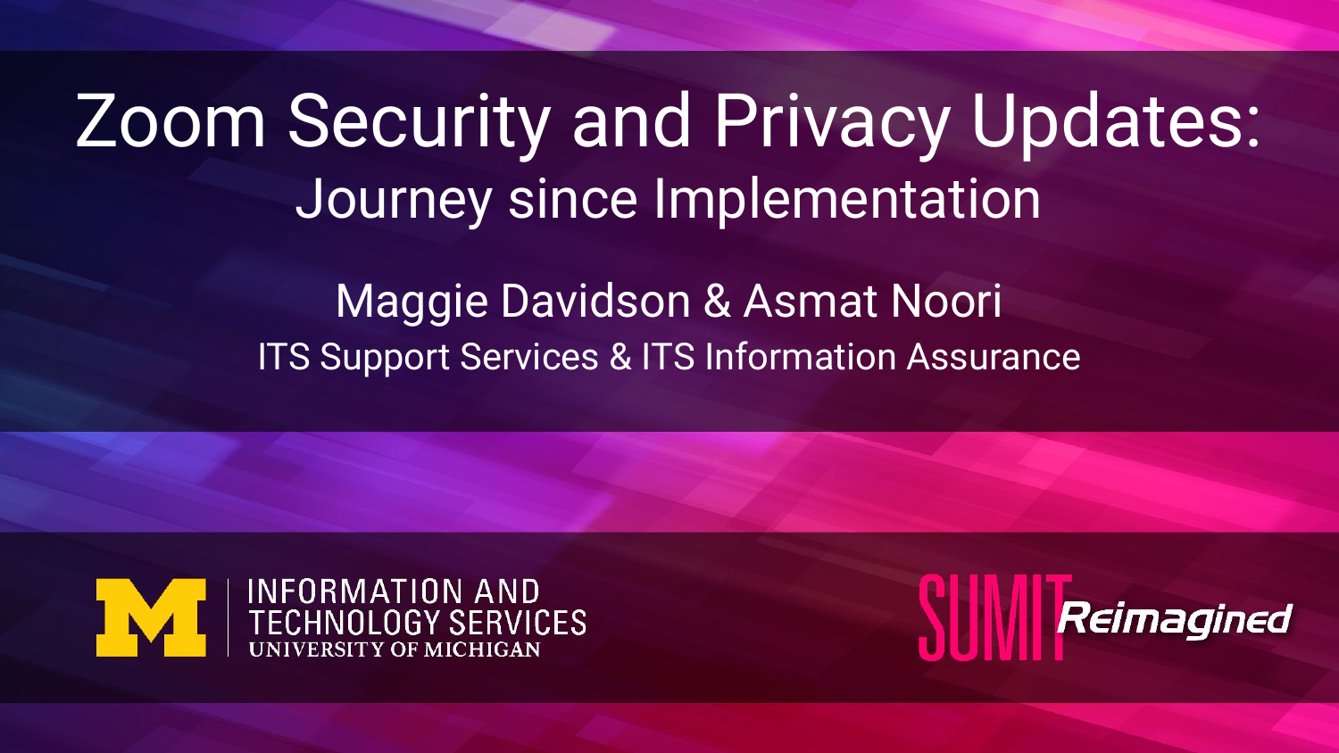# Zoom Security and Privacy Updates:

## Journey since Implementation

Maggie Davidson & Asmat Noori

ITS Support Services & ITS Information Assurance

INFORMATION AND TECHNOLOGY SERVICES
UNIVERSITY OF MICHIGAN

SUMIT Reimagined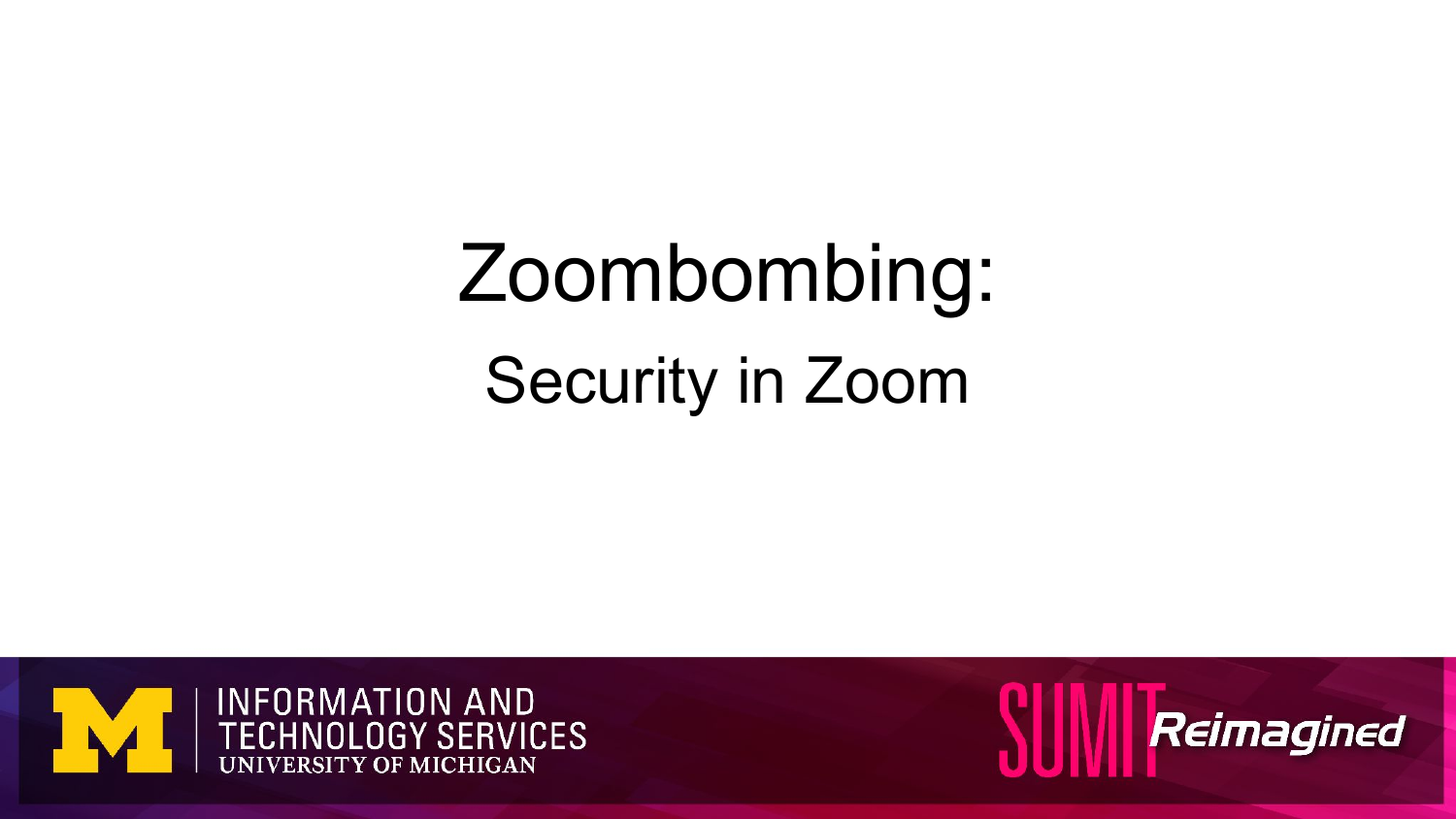# Zoombombing:

## Security in Zoom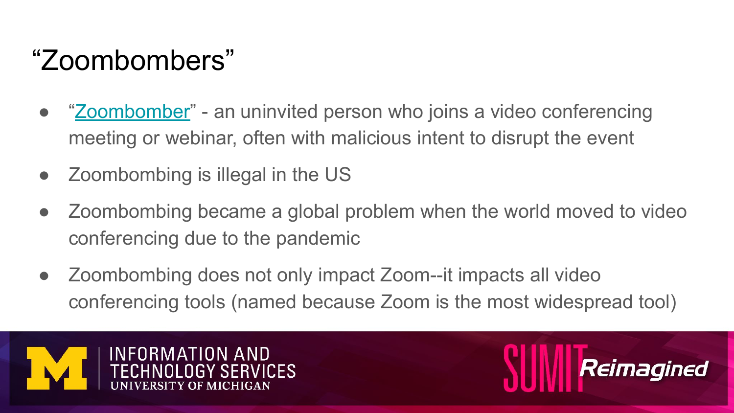# "Zoombombers"

- "[Zoombomber](Zoombomber)" - an uninvited person who joins a video conferencing meeting or webinar, often with malicious intent to disrupt the event
- Zoombombing is illegal in the US
- Zoombombing became a global problem when the world moved to video conferencing due to the pandemic
- Zoombombing does not only impact Zoom--it impacts all video conferencing tools (named because Zoom is the most widespread tool)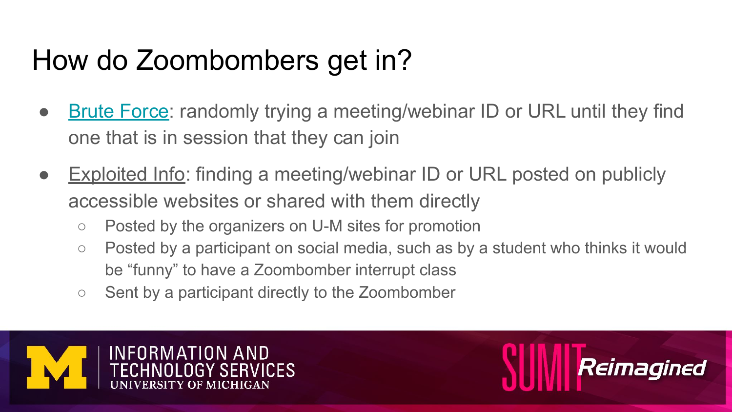# How do Zoombombers get in?

- Brute Force: randomly trying a meeting/webinar ID or URL until they find one that is in session that they can join
- Exploited Info: finding a meeting/webinar ID or URL posted on publicly accessible websites or shared with them directly
  - Posted by the organizers on U-M sites for promotion
  - Posted by a participant on social media, such as by a student who thinks it would be “funny” to have a Zoombomber interrupt class
  - Sent by a participant directly to the Zoombomber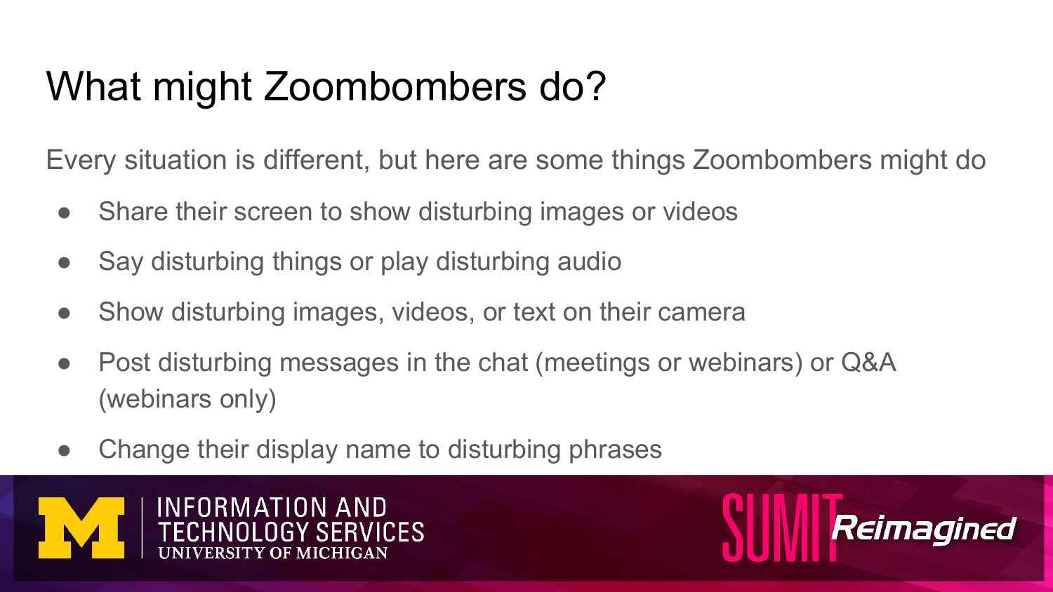# What might Zoombombers do?

Every situation is different, but here are some things Zoombombers might do

- Share their screen to show disturbing images or videos
- Say disturbing things or play disturbing audio
- Show disturbing images, videos, or text on their camera
- Post disturbing messages in the chat (meetings or webinars) or Q&A (webinars only)
- Change their display name to disturbing phrases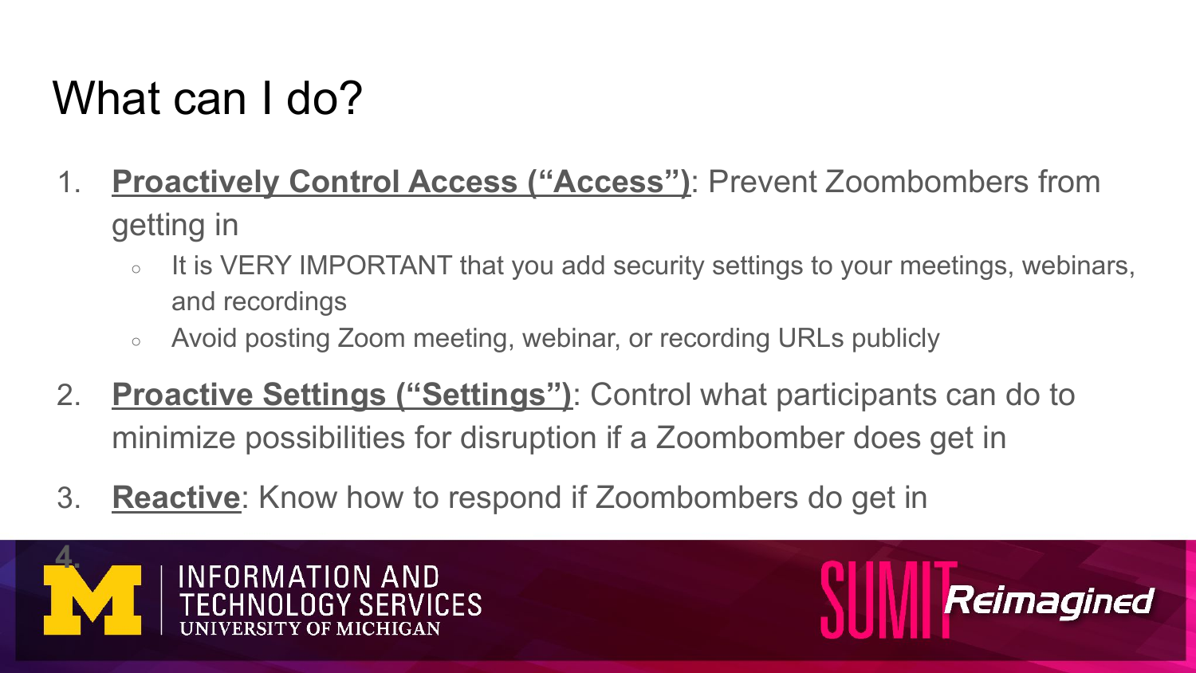# What can I do?

1. **Proactively Control Access ("Access")**: Prevent Zoombombers from getting in
   - It is VERY IMPORTANT that you add security settings to your meetings, webinars, and recordings
   - Avoid posting Zoom meeting, webinar, or recording URLs publicly
2. **Proactive Settings ("Settings")**: Control what participants can do to minimize possibilities for disruption if a Zoombomber does get in
3. **Reactive**: Know how to respond if Zoombombers do get in
4.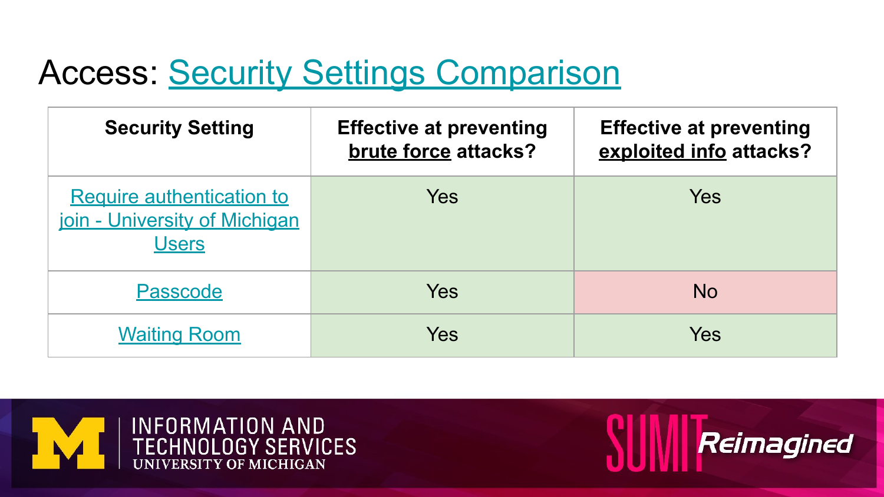# Access: Security Settings Comparison

| Security Setting | Effective at preventing **brute force** attacks? | Effective at preventing **exploited info** attacks? |
| --- | --- | --- |
| Require authentication to join - University of Michigan Users | Yes | Yes |
| Passcode | Yes | No |
| Waiting Room | Yes | Yes |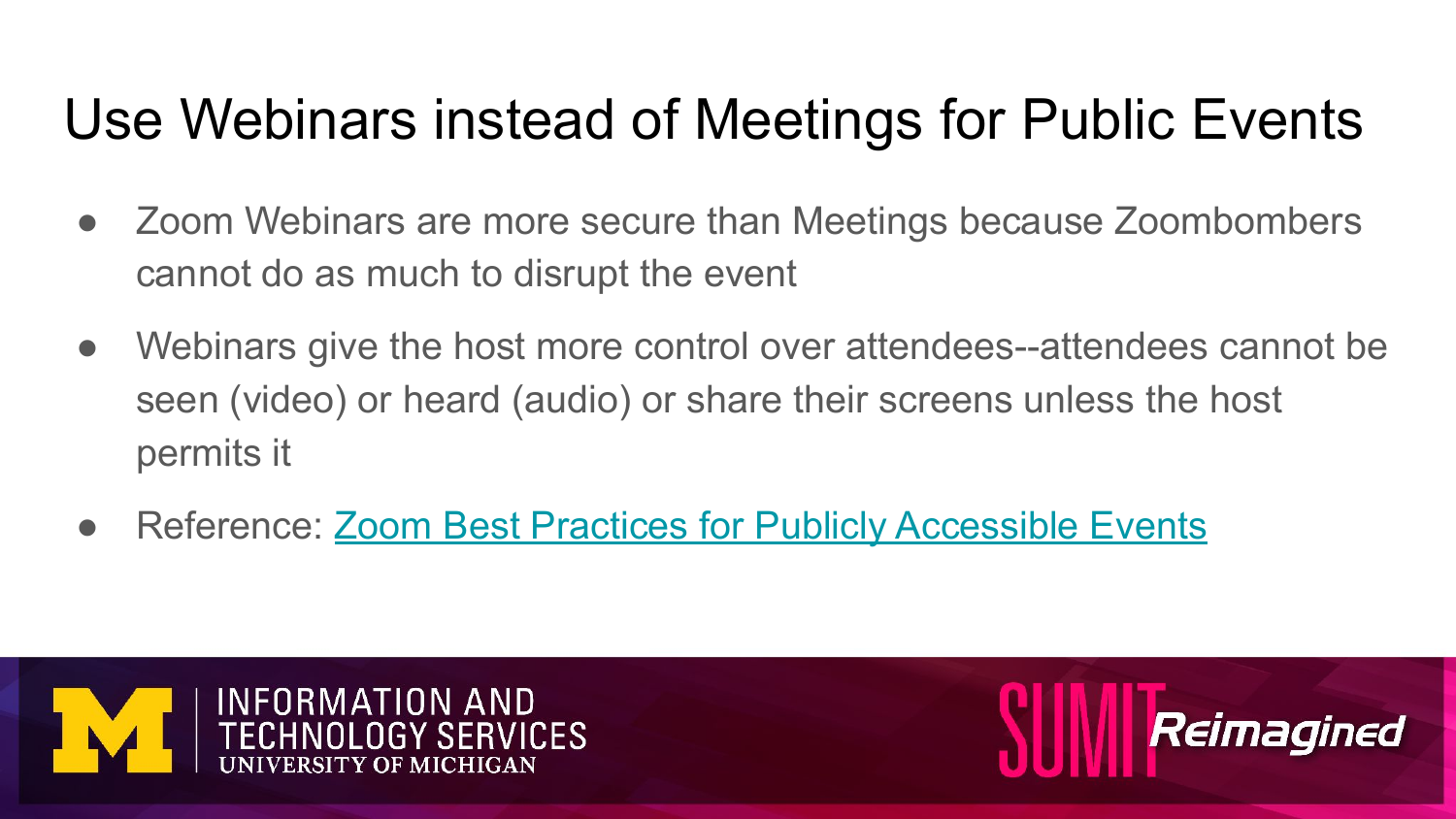# Use Webinars instead of Meetings for Public Events

- Zoom Webinars are more secure than Meetings because Zoombombers cannot do as much to disrupt the event
- Webinars give the host more control over attendees--attendees cannot be seen (video) or heard (audio) or share their screens unless the host permits it
- Reference: Zoom Best Practices for Publicly Accessible Events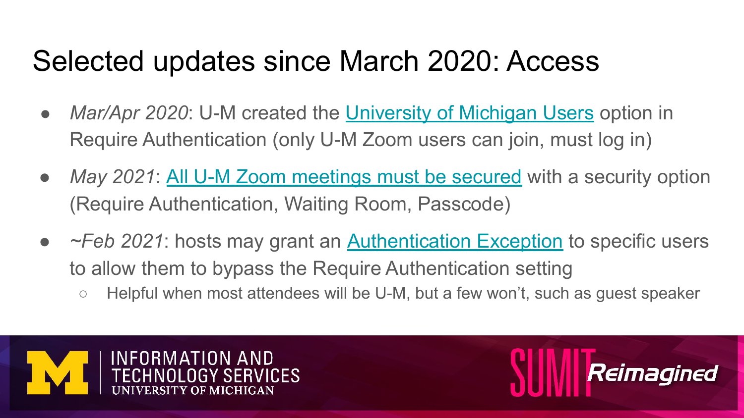# Selected updates since March 2020: Access

- *Mar/Apr 2020*: U-M created the University of Michigan Users option in Require Authentication (only U-M Zoom users can join, must log in)
- *May 2021*: All U-M Zoom meetings must be secured with a security option (Require Authentication, Waiting Room, Passcode)
- *~Feb 2021*: hosts may grant an Authentication Exception to specific users to allow them to bypass the Require Authentication setting
  - Helpful when most attendees will be U-M, but a few won't, such as guest speaker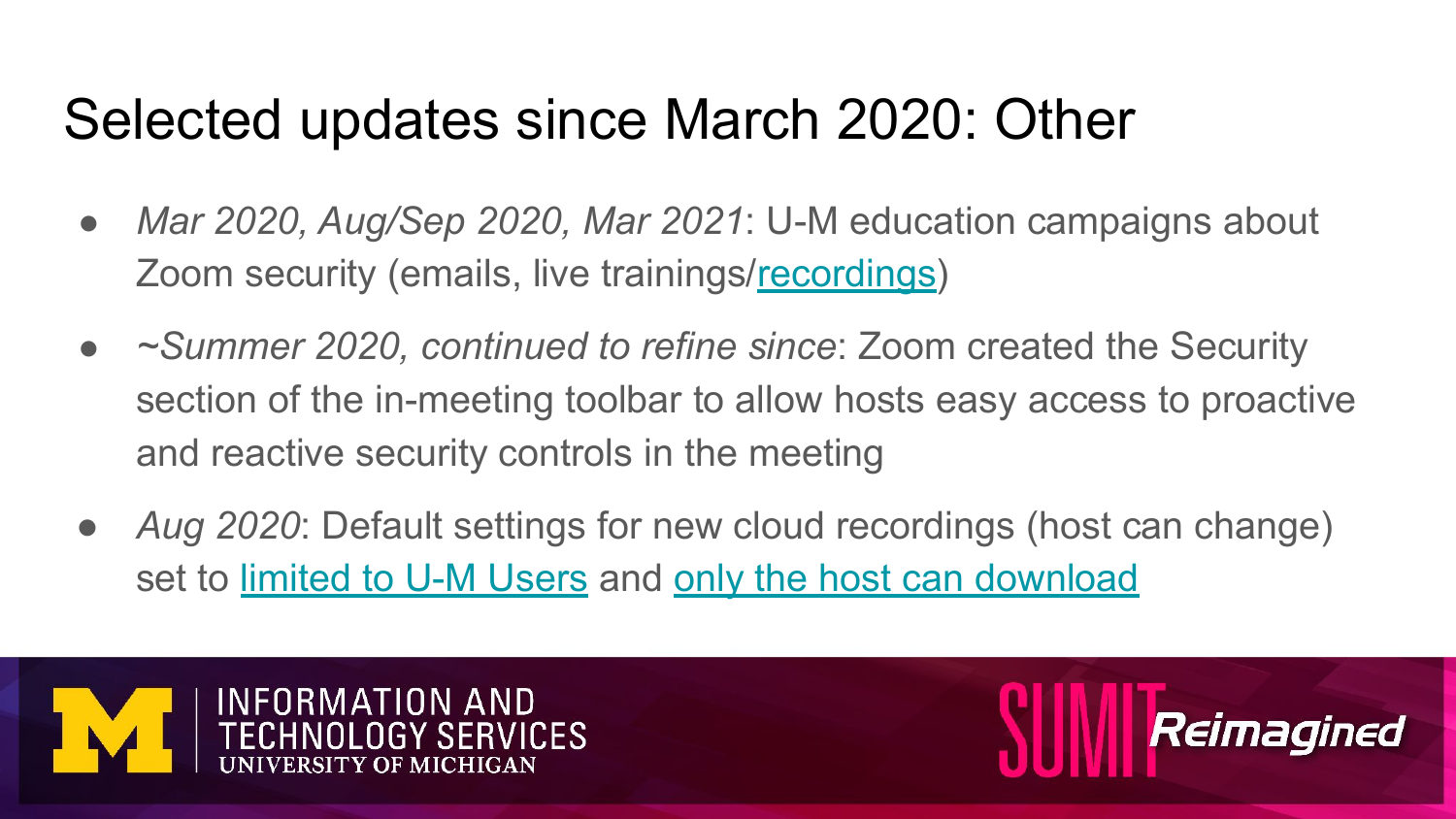# Selected updates since March 2020: Other

- *Mar 2020, Aug/Sep 2020, Mar 2021*: U-M education campaigns about Zoom security (emails, live trainings/recordings)
- *~Summer 2020, continued to refine since*: Zoom created the Security section of the in-meeting toolbar to allow hosts easy access to proactive and reactive security controls in the meeting
- *Aug 2020*: Default settings for new cloud recordings (host can change) set to limited to U-M Users and only the host can download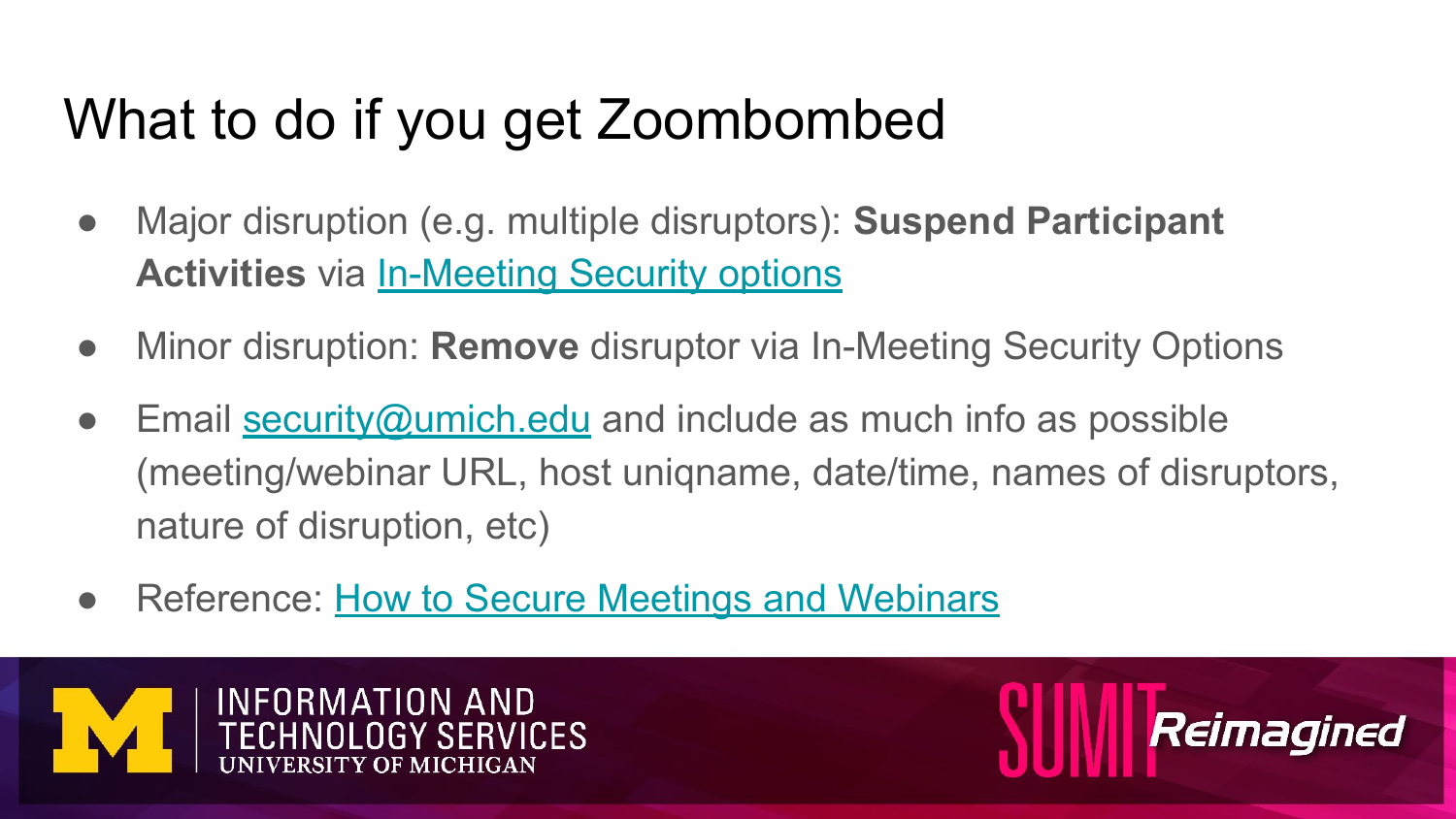# What to do if you get Zoombombed

- Major disruption (e.g. multiple disruptors): **Suspend Participant Activities** via In-Meeting Security options
- Minor disruption: **Remove** disruptor via In-Meeting Security Options
- Email security@umich.edu and include as much info as possible (meeting/webinar URL, host uniqname, date/time, names of disruptors, nature of disruption, etc)
- Reference: How to Secure Meetings and Webinars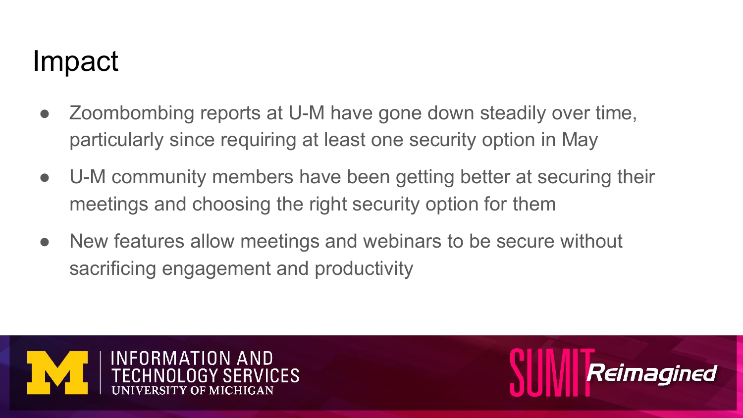# Impact

- Zoombombing reports at U-M have gone down steadily over time, particularly since requiring at least one security option in May
- U-M community members have been getting better at securing their meetings and choosing the right security option for them
- New features allow meetings and webinars to be secure without sacrificing engagement and productivity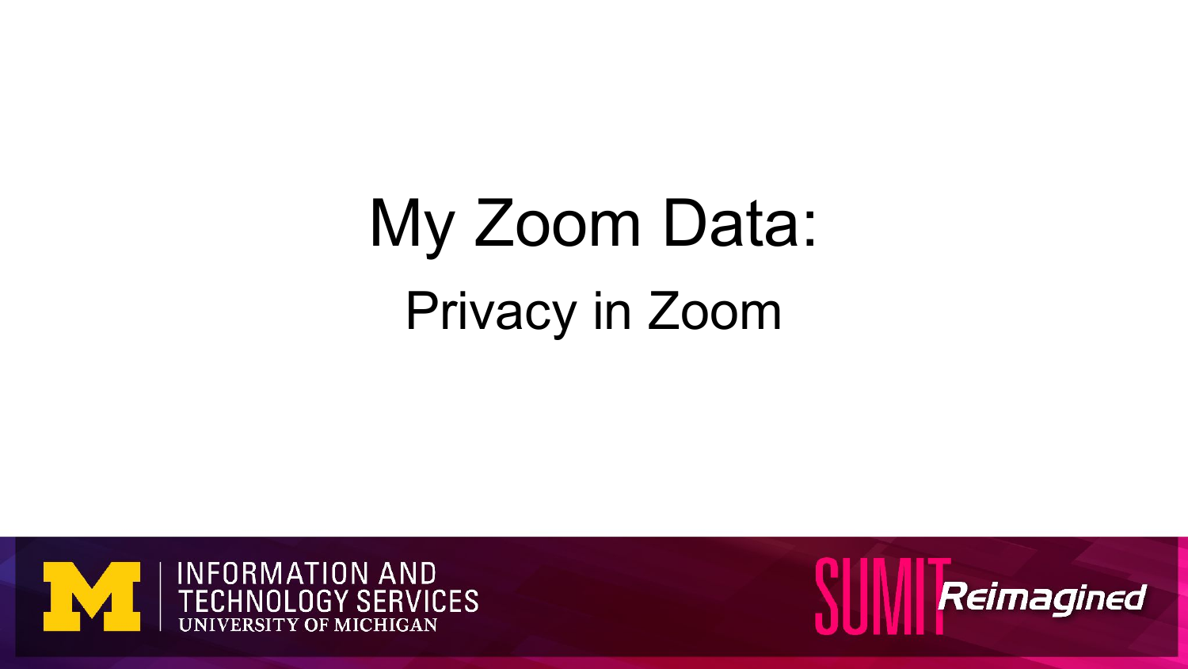# My Zoom Data:

## Privacy in Zoom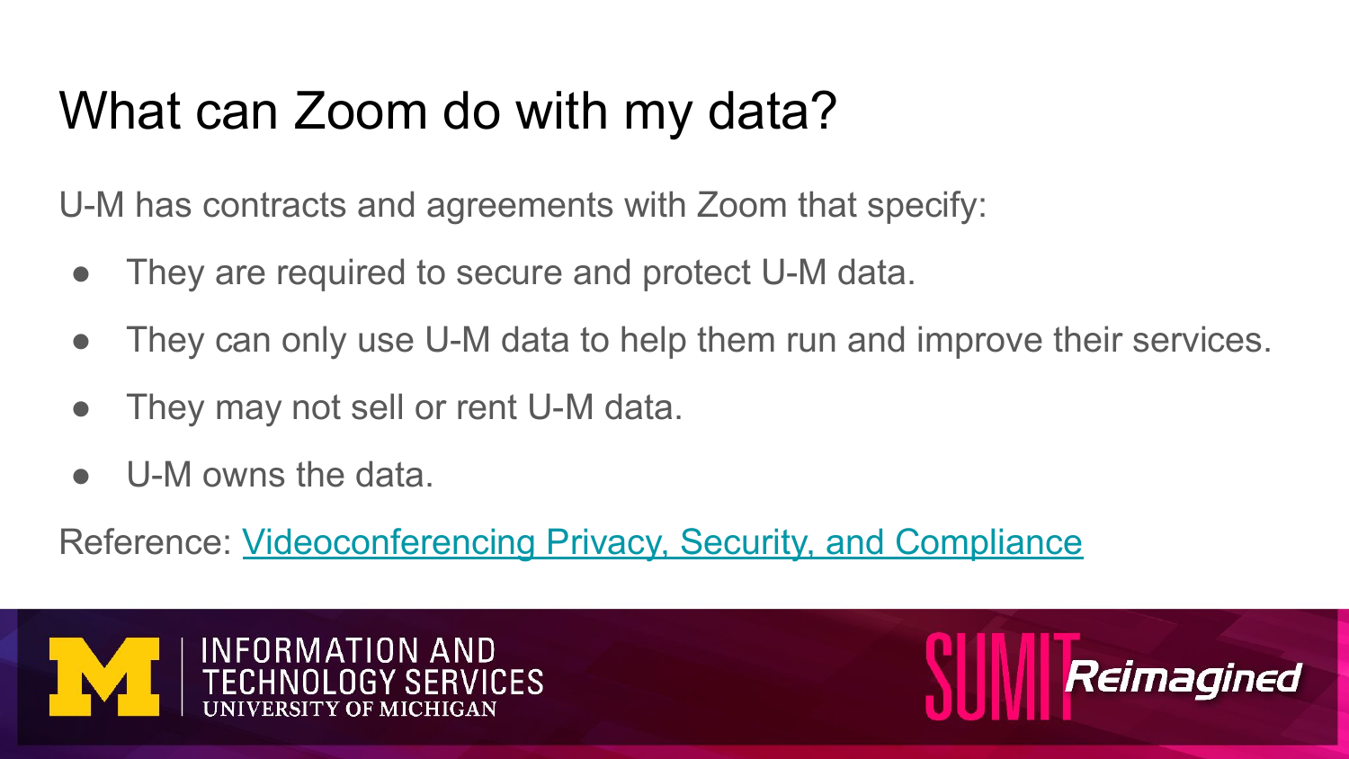# What can Zoom do with my data?

U-M has contracts and agreements with Zoom that specify:

- They are required to secure and protect U-M data.
- They can only use U-M data to help them run and improve their services.
- They may not sell or rent U-M data.
- U-M owns the data.

Reference: Videoconferencing Privacy, Security, and Compliance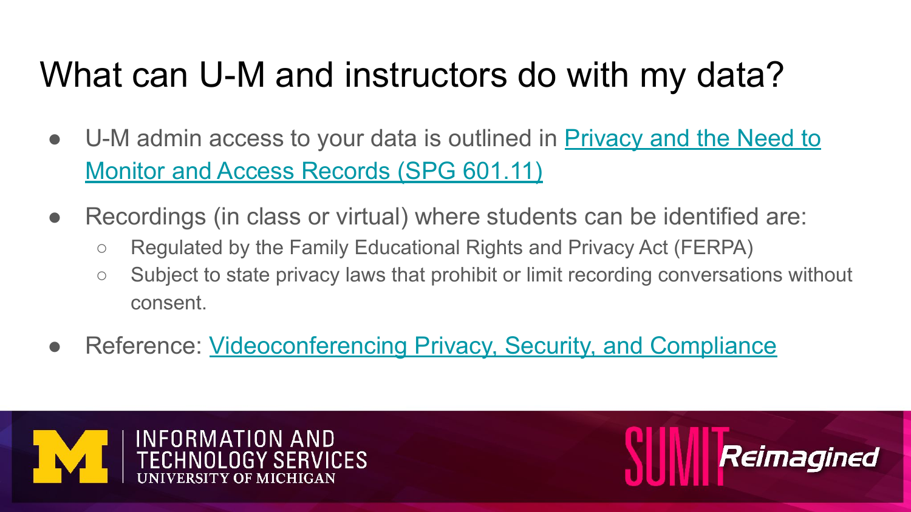# What can U-M and instructors do with my data?

- U-M admin access to your data is outlined in Privacy and the Need to Monitor and Access Records (SPG 601.11)
- Recordings (in class or virtual) where students can be identified are:
  - Regulated by the Family Educational Rights and Privacy Act (FERPA)
  - Subject to state privacy laws that prohibit or limit recording conversations without consent.
- Reference: Videoconferencing Privacy, Security, and Compliance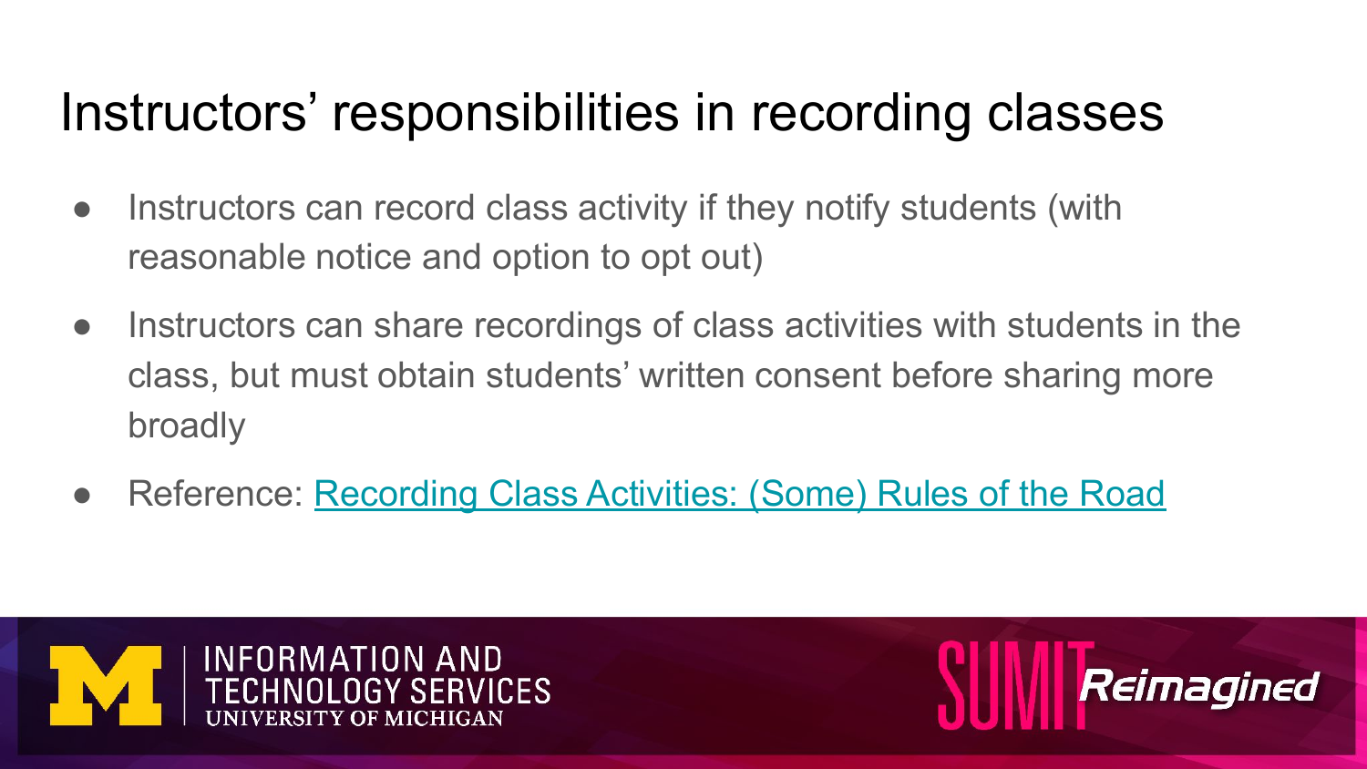# Instructors' responsibilities in recording classes

- Instructors can record class activity if they notify students (with reasonable notice and option to opt out)
- Instructors can share recordings of class activities with students in the class, but must obtain students' written consent before sharing more broadly
- Reference: Recording Class Activities: (Some) Rules of the Road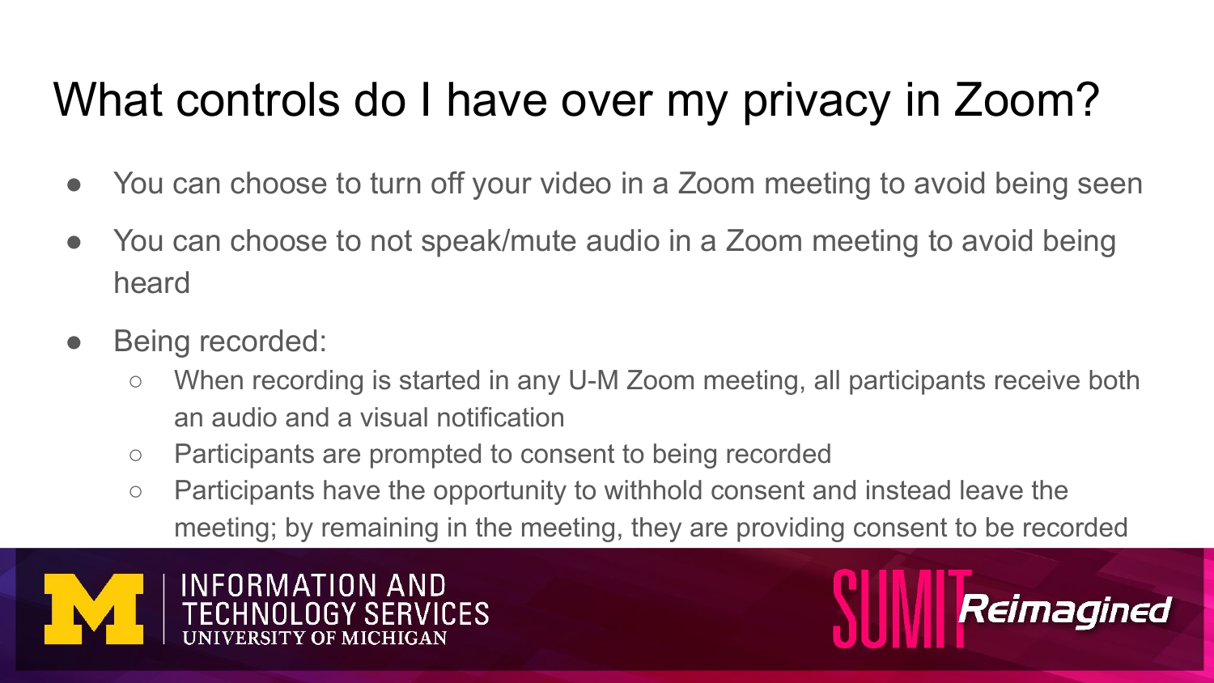# What controls do I have over my privacy in Zoom?

- You can choose to turn off your video in a Zoom meeting to avoid being seen
- You can choose to not speak/mute audio in a Zoom meeting to avoid being heard
- Being recorded:
  - When recording is started in any U-M Zoom meeting, all participants receive both an audio and a visual notification
  - Participants are prompted to consent to being recorded
  - Participants have the opportunity to withhold consent and instead leave the meeting; by remaining in the meeting, they are providing consent to be recorded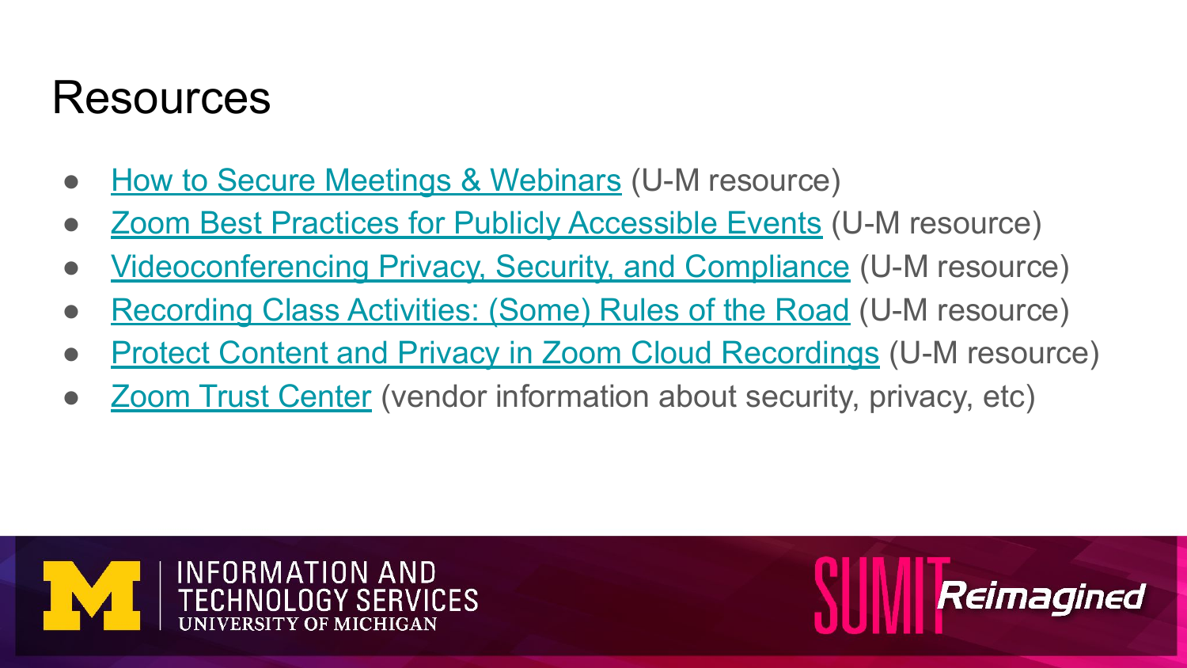# Resources

- How to Secure Meetings & Webinars (U-M resource)
- Zoom Best Practices for Publicly Accessible Events (U-M resource)
- Videoconferencing Privacy, Security, and Compliance (U-M resource)
- Recording Class Activities: (Some) Rules of the Road (U-M resource)
- Protect Content and Privacy in Zoom Cloud Recordings (U-M resource)
- Zoom Trust Center (vendor information about security, privacy, etc)